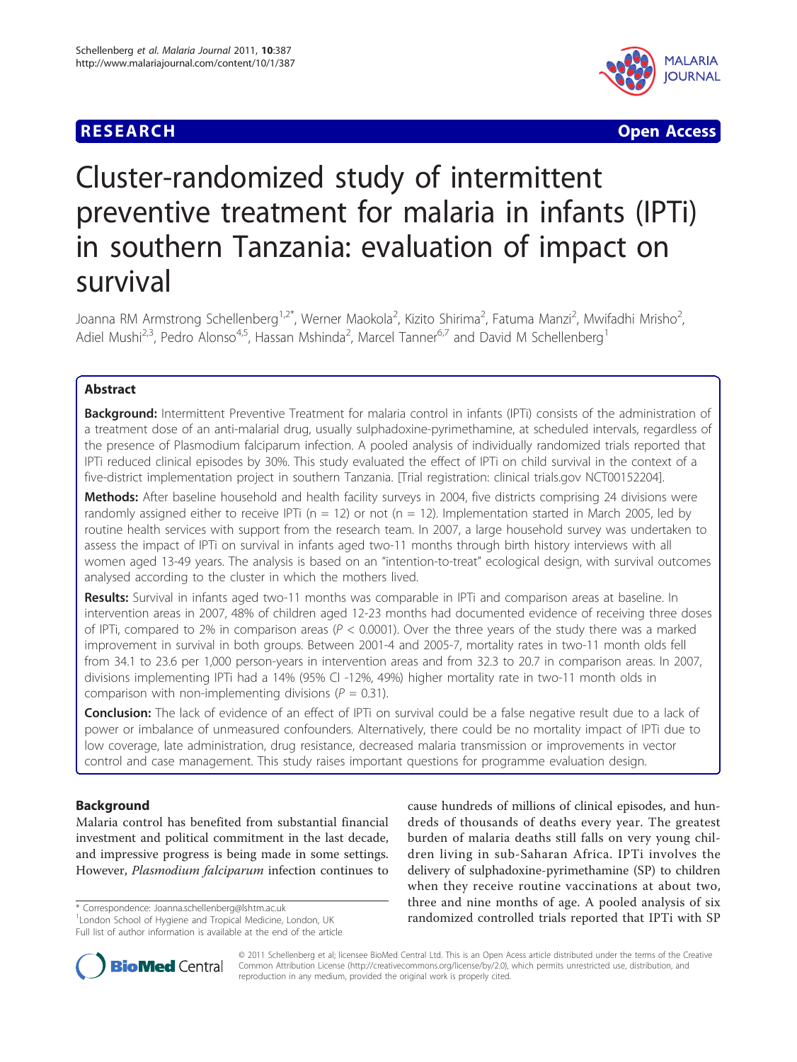**RESEARCH** **Open Access**

# Cluster-randomized study of intermittent preventive treatment for malaria in infants (IPTi) in southern Tanzania: evaluation of impact on survival

Joanna RM Armstrong Schellenberg[1,2*], Werner Maokola[2], Kizito Shirima[2], Fatuma Manzi[2], Mwifadhi Mrisho[2], Adiel Mushi[2,3], Pedro Alonso[4,5], Hassan Mshinda[2], Marcel Tanner[6,7] and David M Schellenberg[1]

## Abstract

**Background:** Intermittent Preventive Treatment for malaria control in infants (IPTi) consists of the administration of a treatment dose of an anti-malarial drug, usually sulphadoxine-pyrimethamine, at scheduled intervals, regardless of the presence of Plasmodium falciparum infection. A pooled analysis of individually randomized trials reported that IPTi reduced clinical episodes by 30%. This study evaluated the effect of IPTi on child survival in the context of a five-district implementation project in southern Tanzania. [Trial registration: clinical trials.gov NCT00152204].

**Methods:** After baseline household and health facility surveys in 2004, five districts comprising 24 divisions were randomly assigned either to receive IPTi (n = 12) or not (n = 12). Implementation started in March 2005, led by routine health services with support from the research team. In 2007, a large household survey was undertaken to assess the impact of IPTi on survival in infants aged two-11 months through birth history interviews with all women aged 13-49 years. The analysis is based on an "intention-to-treat" ecological design, with survival outcomes analysed according to the cluster in which the mothers lived.

**Results:** Survival in infants aged two-11 months was comparable in IPTi and comparison areas at baseline. In intervention areas in 2007, 48% of children aged 12-23 months had documented evidence of receiving three doses of IPTi, compared to 2% in comparison areas ($P < 0.0001$). Over the three years of the study there was a marked improvement in survival in both groups. Between 2001-4 and 2005-7, mortality rates in two-11 month olds fell from 34.1 to 23.6 per 1,000 person-years in intervention areas and from 32.3 to 20.7 in comparison areas. In 2007, divisions implementing IPTi had a 14% (95% CI -12%, 49%) higher mortality rate in two-11 month olds in comparison with non-implementing divisions ($P = 0.31$).

**Conclusion:** The lack of evidence of an effect of IPTi on survival could be a false negative result due to a lack of power or imbalance of unmeasured confounders. Alternatively, there could be no mortality impact of IPTi due to low coverage, late administration, drug resistance, decreased malaria transmission or improvements in vector control and case management. This study raises important questions for programme evaluation design.

## Background

Malaria control has benefited from substantial financial investment and political commitment in the last decade, and impressive progress is being made in some settings. However, *Plasmodium falciparum* infection continues to cause hundreds of millions of clinical episodes, and hundreds of thousands of deaths every year. The greatest burden of malaria deaths still falls on very young children living in sub-Saharan Africa. IPTi involves the delivery of sulphadoxine-pyrimethamine (SP) to children when they receive routine vaccinations at about two, three and nine months of age. A pooled analysis of six randomized controlled trials reported that IPTi with SP

\* Correspondence: Joanna.schellenberg@lshtm.ac.uk
[1]London School of Hygiene and Tropical Medicine, London, UK
Full list of author information is available at the end of the article

© 2011 Schellenberg et al; licensee BioMed Central Ltd. This is an Open Access article distributed under the terms of the Creative Commons Attribution License (http://creativecommons.org/license/by/2.0), which permits unrestricted use, distribution, and reproduction in any medium, provided the original work is properly cited.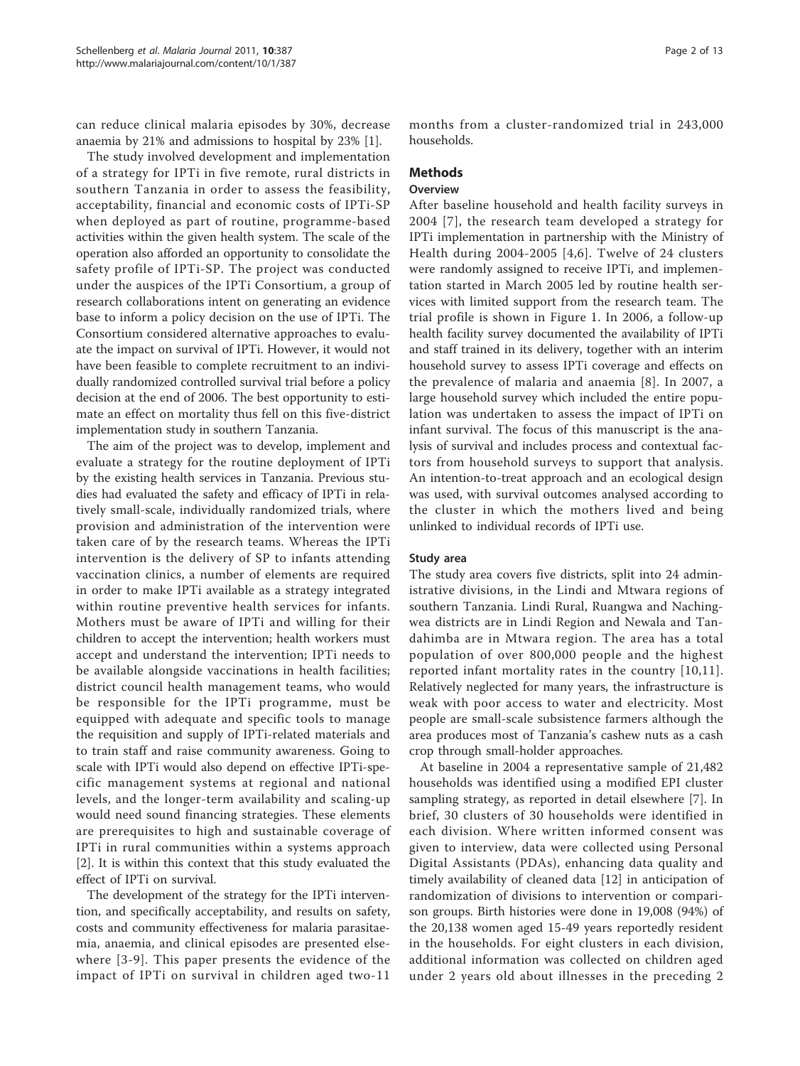can reduce clinical malaria episodes by 30%, decrease anaemia by 21% and admissions to hospital by 23% [1].

The study involved development and implementation of a strategy for IPTi in five remote, rural districts in southern Tanzania in order to assess the feasibility, acceptability, financial and economic costs of IPTi-SP when deployed as part of routine, programme-based activities within the given health system. The scale of the operation also afforded an opportunity to consolidate the safety profile of IPTi-SP. The project was conducted under the auspices of the IPTi Consortium, a group of research collaborations intent on generating an evidence base to inform a policy decision on the use of IPTi. The Consortium considered alternative approaches to evaluate the impact on survival of IPTi. However, it would not have been feasible to complete recruitment to an individually randomized controlled survival trial before a policy decision at the end of 2006. The best opportunity to estimate an effect on mortality thus fell on this five-district implementation study in southern Tanzania.

The aim of the project was to develop, implement and evaluate a strategy for the routine deployment of IPTi by the existing health services in Tanzania. Previous studies had evaluated the safety and efficacy of IPTi in relatively small-scale, individually randomized trials, where provision and administration of the intervention were taken care of by the research teams. Whereas the IPTi intervention is the delivery of SP to infants attending vaccination clinics, a number of elements are required in order to make IPTi available as a strategy integrated within routine preventive health services for infants. Mothers must be aware of IPTi and willing for their children to accept the intervention; health workers must accept and understand the intervention; IPTi needs to be available alongside vaccinations in health facilities; district council health management teams, who would be responsible for the IPTi programme, must be equipped with adequate and specific tools to manage the requisition and supply of IPTi-related materials and to train staff and raise community awareness. Going to scale with IPTi would also depend on effective IPTi-specific management systems at regional and national levels, and the longer-term availability and scaling-up would need sound financing strategies. These elements are prerequisites to high and sustainable coverage of IPTi in rural communities within a systems approach [2]. It is within this context that this study evaluated the effect of IPTi on survival.

The development of the strategy for the IPTi intervention, and specifically acceptability, and results on safety, costs and community effectiveness for malaria parasitaemia, anaemia, and clinical episodes are presented elsewhere [3-9]. This paper presents the evidence of the impact of IPTi on survival in children aged two-11 months from a cluster-randomized trial in 243,000 households.

## Methods

### Overview

After baseline household and health facility surveys in 2004 [7], the research team developed a strategy for IPTi implementation in partnership with the Ministry of Health during 2004-2005 [4,6]. Twelve of 24 clusters were randomly assigned to receive IPTi, and implementation started in March 2005 led by routine health services with limited support from the research team. The trial profile is shown in Figure 1. In 2006, a follow-up health facility survey documented the availability of IPTi and staff trained in its delivery, together with an interim household survey to assess IPTi coverage and effects on the prevalence of malaria and anaemia [8]. In 2007, a large household survey which included the entire population was undertaken to assess the impact of IPTi on infant survival. The focus of this manuscript is the analysis of survival and includes process and contextual factors from household surveys to support that analysis. An intention-to-treat approach and an ecological design was used, with survival outcomes analysed according to the cluster in which the mothers lived and being unlinked to individual records of IPTi use.

### Study area

The study area covers five districts, split into 24 administrative divisions, in the Lindi and Mtwara regions of southern Tanzania. Lindi Rural, Ruangwa and Nachingwea districts are in Lindi Region and Newala and Tandahimba are in Mtwara region. The area has a total population of over 800,000 people and the highest reported infant mortality rates in the country [10,11]. Relatively neglected for many years, the infrastructure is weak with poor access to water and electricity. Most people are small-scale subsistence farmers although the area produces most of Tanzania's cashew nuts as a cash crop through small-holder approaches.

At baseline in 2004 a representative sample of 21,482 households was identified using a modified EPI cluster sampling strategy, as reported in detail elsewhere [7]. In brief, 30 clusters of 30 households were identified in each division. Where written informed consent was given to interview, data were collected using Personal Digital Assistants (PDAs), enhancing data quality and timely availability of cleaned data [12] in anticipation of randomization of divisions to intervention or comparison groups. Birth histories were done in 19,008 (94%) of the 20,138 women aged 15-49 years reportedly resident in the households. For eight clusters in each division, additional information was collected on children aged under 2 years old about illnesses in the preceding 2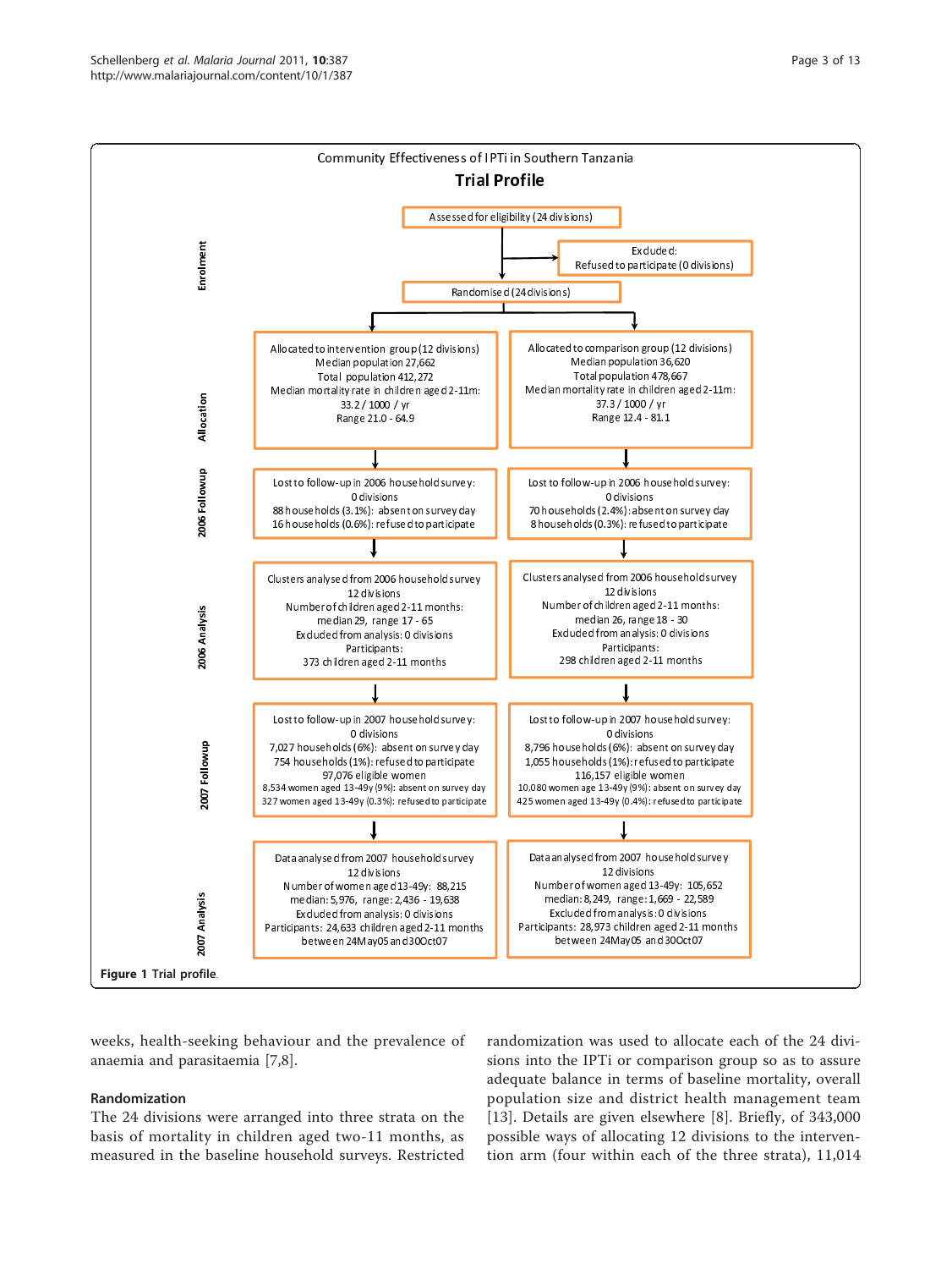Community Effectiveness of IPTi in Southern Tanzania

**Trial Profile**

Enrolment

Assessed for eligibility (24 divisions)

Excluded:
Refused to participate (0 divisions)

Randomised (24 divisions)

Allocation

Allocated to intervention group (12 divisions)
Median population 27,662
Total population 412,272
Median mortality rate in children aged 2-11m:
33.2 / 1000 / yr
Range 21.0 - 64.9

Allocated to comparison group (12 divisions)
Median population 36,620
Total population 478,667
Median mortality rate in children aged 2-11m:
37.3 / 1000 / yr
Range 12.4 - 81.1

2006 Followup

Lost to follow-up in 2006 household survey:
0 divisions
88 households (3.1%): absent on survey day
16 households (0.6%): refused to participate

Lost to follow-up in 2006 household survey:
0 divisions
70 households (2.4%): absent on survey day
8 households (0.3%): refused to participate

2006 Analysis

Clusters analysed from 2006 household survey
12 divisions
Number of children aged 2-11 months:
median 29, range 17 - 65
Excluded from analysis: 0 divisions
Participants:
373 children aged 2-11 months

Clusters analysed from 2006 household survey
12 divisions
Number of children aged 2-11 months:
median 26, range 18 - 30
Excluded from analysis: 0 divisions
Participants:
298 children aged 2-11 months

2007 Followup

Lost to follow-up in 2007 household survey:
0 divisions
7,027 households (6%): absent on survey day
754 households (1%): refused to participate
97,076 eligible women
8,534 women aged 13-49y (9%): absent on survey day
327 women aged 13-49y (0.3%): refused to participate

Lost to follow-up in 2007 household survey:
0 divisions
8,796 households (6%): absent on survey day
1,055 households (1%): refused to participate
116,157 eligible women
10,080 women age 13-49y (9%): absent on survey day
425 women aged 13-49y (0.4%): refused to participate

2007 Analysis

Data analysed from 2007 household survey
12 divisions
Number of women aged 13-49y: 88,215
median: 5,976, range: 2,436 - 19,638
Excluded from analysis: 0 divisions
Participants: 24,633 children aged 2-11 months
between 24May05 and 30Oct07

Data analysed from 2007 household survey
12 divisions
Number of women aged 13-49y: 105,652
median: 8,249, range: 1,669 - 22,589
Excluded from analysis: 0 divisions
Participants: 28,973 children aged 2-11 months
between 24May05 and 30Oct07

**Figure 1** Trial profile.

weeks, health-seeking behaviour and the prevalence of anaemia and parasitaemia [7,8].

### Randomization

The 24 divisions were arranged into three strata on the basis of mortality in children aged two-11 months, as measured in the baseline household surveys. Restricted randomization was used to allocate each of the 24 divisions into the IPTi or comparison group so as to assure adequate balance in terms of baseline mortality, overall population size and district health management team [13]. Details are given elsewhere [8]. Briefly, of 343,000 possible ways of allocating 12 divisions to the intervention arm (four within each of the three strata), 11,014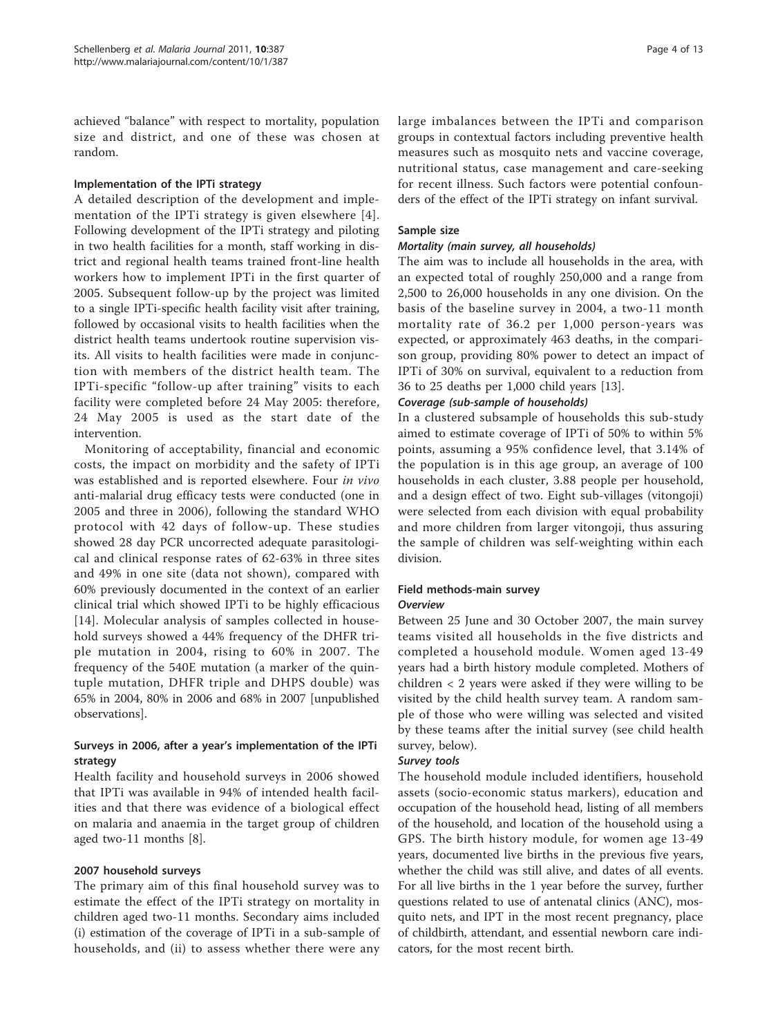achieved "balance" with respect to mortality, population size and district, and one of these was chosen at random.

### Implementation of the IPTi strategy

A detailed description of the development and implementation of the IPTi strategy is given elsewhere [4]. Following development of the IPTi strategy and piloting in two health facilities for a month, staff working in district and regional health teams trained front-line health workers how to implement IPTi in the first quarter of 2005. Subsequent follow-up by the project was limited to a single IPTi-specific health facility visit after training, followed by occasional visits to health facilities when the district health teams undertook routine supervision visits. All visits to health facilities were made in conjunction with members of the district health team. The IPTi-specific "follow-up after training" visits to each facility were completed before 24 May 2005: therefore, 24 May 2005 is used as the start date of the intervention.

Monitoring of acceptability, financial and economic costs, the impact on morbidity and the safety of IPTi was established and is reported elsewhere. Four *in vivo* anti-malarial drug efficacy tests were conducted (one in 2005 and three in 2006), following the standard WHO protocol with 42 days of follow-up. These studies showed 28 day PCR uncorrected adequate parasitological and clinical response rates of 62-63% in three sites and 49% in one site (data not shown), compared with 60% previously documented in the context of an earlier clinical trial which showed IPTi to be highly efficacious [14]. Molecular analysis of samples collected in household surveys showed a 44% frequency of the DHFR triple mutation in 2004, rising to 60% in 2007. The frequency of the 540E mutation (a marker of the quintuple mutation, DHFR triple and DHPS double) was 65% in 2004, 80% in 2006 and 68% in 2007 [unpublished observations].

### Surveys in 2006, after a year's implementation of the IPTi strategy

Health facility and household surveys in 2006 showed that IPTi was available in 94% of intended health facilities and that there was evidence of a biological effect on malaria and anaemia in the target group of children aged two-11 months [8].

### 2007 household surveys

The primary aim of this final household survey was to estimate the effect of the IPTi strategy on mortality in children aged two-11 months. Secondary aims included (i) estimation of the coverage of IPTi in a sub-sample of households, and (ii) to assess whether there were any large imbalances between the IPTi and comparison groups in contextual factors including preventive health measures such as mosquito nets and vaccine coverage, nutritional status, case management and care-seeking for recent illness. Such factors were potential confounders of the effect of the IPTi strategy on infant survival.

### Sample size

#### *Mortality (main survey, all households)*

The aim was to include all households in the area, with an expected total of roughly 250,000 and a range from 2,500 to 26,000 households in any one division. On the basis of the baseline survey in 2004, a two-11 month mortality rate of 36.2 per 1,000 person-years was expected, or approximately 463 deaths, in the comparison group, providing 80% power to detect an impact of IPTi of 30% on survival, equivalent to a reduction from 36 to 25 deaths per 1,000 child years [13].

#### *Coverage (sub-sample of households)*

In a clustered subsample of households this sub-study aimed to estimate coverage of IPTi of 50% to within 5% points, assuming a 95% confidence level, that 3.14% of the population is in this age group, an average of 100 households in each cluster, 3.88 people per household, and a design effect of two. Eight sub-villages (vitongoji) were selected from each division with equal probability and more children from larger vitongoji, thus assuring the sample of children was self-weighting within each division.

### Field methods-main survey

#### *Overview*

Between 25 June and 30 October 2007, the main survey teams visited all households in the five districts and completed a household module. Women aged 13-49 years had a birth history module completed. Mothers of children < 2 years were asked if they were willing to be visited by the child health survey team. A random sample of those who were willing was selected and visited by these teams after the initial survey (see child health survey, below).

#### *Survey tools*

The household module included identifiers, household assets (socio-economic status markers), education and occupation of the household head, listing of all members of the household, and location of the household using a GPS. The birth history module, for women age 13-49 years, documented live births in the previous five years, whether the child was still alive, and dates of all events. For all live births in the 1 year before the survey, further questions related to use of antenatal clinics (ANC), mosquito nets, and IPT in the most recent pregnancy, place of childbirth, attendant, and essential newborn care indicators, for the most recent birth.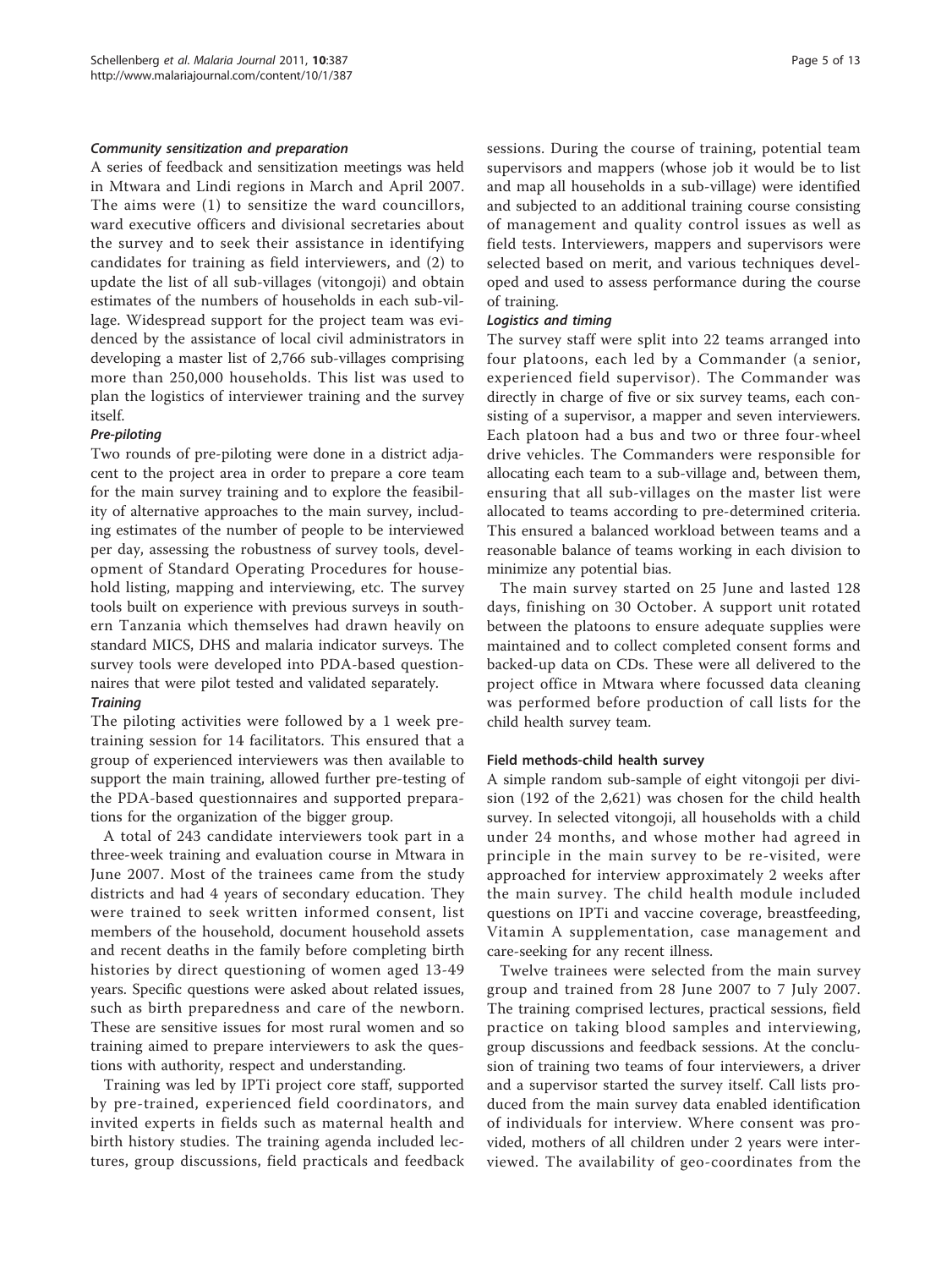#### *Community sensitization and preparation*

A series of feedback and sensitization meetings was held in Mtwara and Lindi regions in March and April 2007. The aims were (1) to sensitize the ward councillors, ward executive officers and divisional secretaries about the survey and to seek their assistance in identifying candidates for training as field interviewers, and (2) to update the list of all sub-villages (vitongoji) and obtain estimates of the numbers of households in each sub-village. Widespread support for the project team was evidenced by the assistance of local civil administrators in developing a master list of 2,766 sub-villages comprising more than 250,000 households. This list was used to plan the logistics of interviewer training and the survey itself.

#### *Pre-piloting*

Two rounds of pre-piloting were done in a district adjacent to the project area in order to prepare a core team for the main survey training and to explore the feasibility of alternative approaches to the main survey, including estimates of the number of people to be interviewed per day, assessing the robustness of survey tools, development of Standard Operating Procedures for household listing, mapping and interviewing, etc. The survey tools built on experience with previous surveys in southern Tanzania which themselves had drawn heavily on standard MICS, DHS and malaria indicator surveys. The survey tools were developed into PDA-based questionnaires that were pilot tested and validated separately.

#### *Training*

The piloting activities were followed by a 1 week pre-training session for 14 facilitators. This ensured that a group of experienced interviewers was then available to support the main training, allowed further pre-testing of the PDA-based questionnaires and supported preparations for the organization of the bigger group.

A total of 243 candidate interviewers took part in a three-week training and evaluation course in Mtwara in June 2007. Most of the trainees came from the study districts and had 4 years of secondary education. They were trained to seek written informed consent, list members of the household, document household assets and recent deaths in the family before completing birth histories by direct questioning of women aged 13-49 years. Specific questions were asked about related issues, such as birth preparedness and care of the newborn. These are sensitive issues for most rural women and so training aimed to prepare interviewers to ask the questions with authority, respect and understanding.

Training was led by IPTi project core staff, supported by pre-trained, experienced field coordinators, and invited experts in fields such as maternal health and birth history studies. The training agenda included lectures, group discussions, field practicals and feedback sessions. During the course of training, potential team supervisors and mappers (whose job it would be to list and map all households in a sub-village) were identified and subjected to an additional training course consisting of management and quality control issues as well as field tests. Interviewers, mappers and supervisors were selected based on merit, and various techniques developed and used to assess performance during the course of training.

#### *Logistics and timing*

The survey staff were split into 22 teams arranged into four platoons, each led by a Commander (a senior, experienced field supervisor). The Commander was directly in charge of five or six survey teams, each consisting of a supervisor, a mapper and seven interviewers. Each platoon had a bus and two or three four-wheel drive vehicles. The Commanders were responsible for allocating each team to a sub-village and, between them, ensuring that all sub-villages on the master list were allocated to teams according to pre-determined criteria. This ensured a balanced workload between teams and a reasonable balance of teams working in each division to minimize any potential bias.

The main survey started on 25 June and lasted 128 days, finishing on 30 October. A support unit rotated between the platoons to ensure adequate supplies were maintained and to collect completed consent forms and backed-up data on CDs. These were all delivered to the project office in Mtwara where focussed data cleaning was performed before production of call lists for the child health survey team.

### Field methods-child health survey

A simple random sub-sample of eight vitongoji per division (192 of the 2,621) was chosen for the child health survey. In selected vitongoji, all households with a child under 24 months, and whose mother had agreed in principle in the main survey to be re-visited, were approached for interview approximately 2 weeks after the main survey. The child health module included questions on IPTi and vaccine coverage, breastfeeding, Vitamin A supplementation, case management and care-seeking for any recent illness.

Twelve trainees were selected from the main survey group and trained from 28 June 2007 to 7 July 2007. The training comprised lectures, practical sessions, field practice on taking blood samples and interviewing, group discussions and feedback sessions. At the conclusion of training two teams of four interviewers, a driver and a supervisor started the survey itself. Call lists produced from the main survey data enabled identification of individuals for interview. Where consent was provided, mothers of all children under 2 years were interviewed. The availability of geo-coordinates from the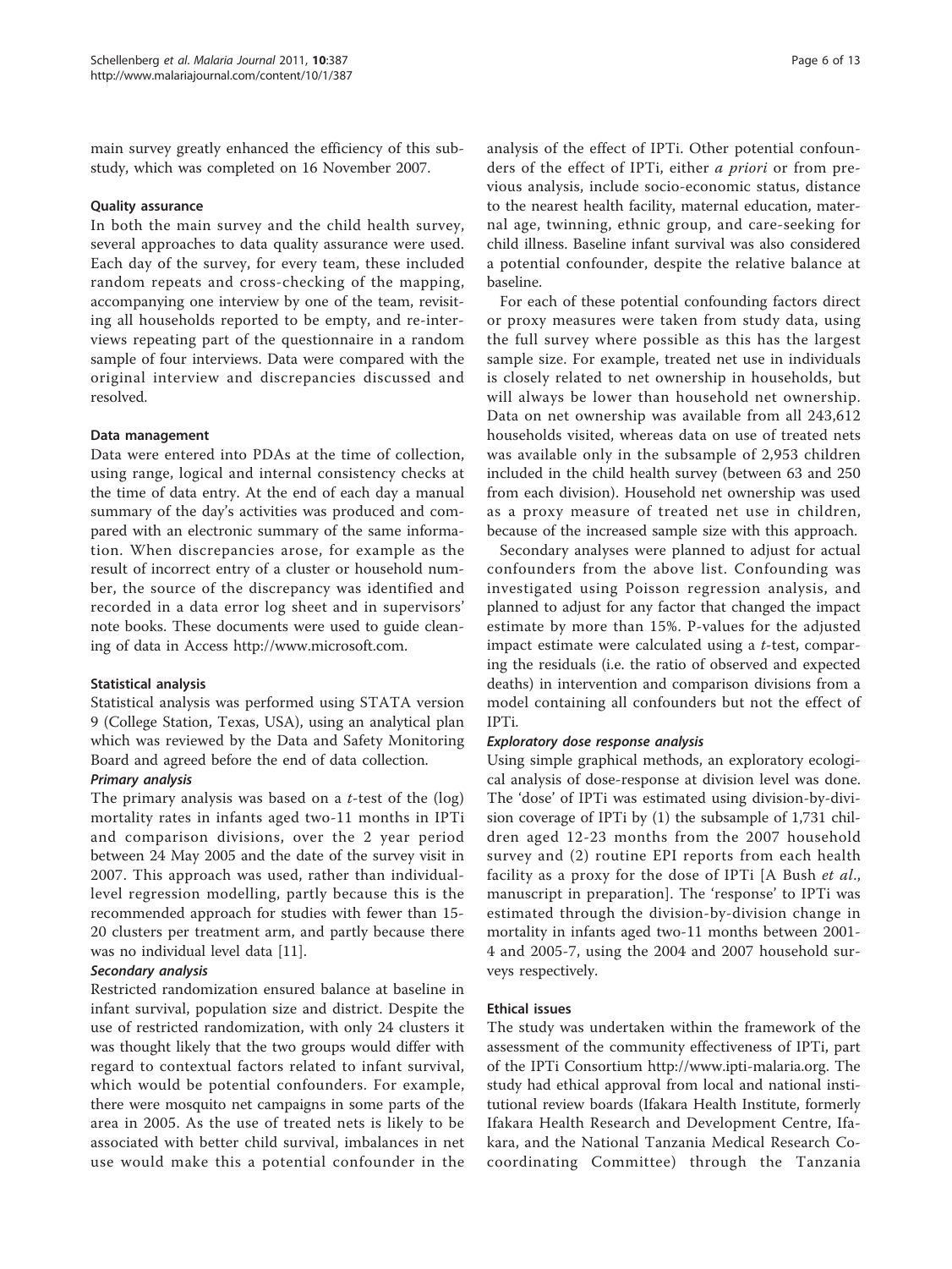main survey greatly enhanced the efficiency of this substudy, which was completed on 16 November 2007.

### Quality assurance

In both the main survey and the child health survey, several approaches to data quality assurance were used. Each day of the survey, for every team, these included random repeats and cross-checking of the mapping, accompanying one interview by one of the team, revisiting all households reported to be empty, and re-interviews repeating part of the questionnaire in a random sample of four interviews. Data were compared with the original interview and discrepancies discussed and resolved.

### Data management

Data were entered into PDAs at the time of collection, using range, logical and internal consistency checks at the time of data entry. At the end of each day a manual summary of the day's activities was produced and compared with an electronic summary of the same information. When discrepancies arose, for example as the result of incorrect entry of a cluster or household number, the source of the discrepancy was identified and recorded in a data error log sheet and in supervisors' note books. These documents were used to guide cleaning of data in Access http://www.microsoft.com.

### Statistical analysis

Statistical analysis was performed using STATA version 9 (College Station, Texas, USA), using an analytical plan which was reviewed by the Data and Safety Monitoring Board and agreed before the end of data collection.

#### *Primary analysis*

The primary analysis was based on a *t*-test of the (log) mortality rates in infants aged two-11 months in IPTi and comparison divisions, over the 2 year period between 24 May 2005 and the date of the survey visit in 2007. This approach was used, rather than individual-level regression modelling, partly because this is the recommended approach for studies with fewer than 15-20 clusters per treatment arm, and partly because there was no individual level data [11].

#### *Secondary analysis*

Restricted randomization ensured balance at baseline in infant survival, population size and district. Despite the use of restricted randomization, with only 24 clusters it was thought likely that the two groups would differ with regard to contextual factors related to infant survival, which would be potential confounders. For example, there were mosquito net campaigns in some parts of the area in 2005. As the use of treated nets is likely to be associated with better child survival, imbalances in net use would make this a potential confounder in the analysis of the effect of IPTi. Other potential confounders of the effect of IPTi, either *a priori* or from previous analysis, include socio-economic status, distance to the nearest health facility, maternal education, maternal age, twinning, ethnic group, and care-seeking for child illness. Baseline infant survival was also considered a potential confounder, despite the relative balance at baseline.

For each of these potential confounding factors direct or proxy measures were taken from study data, using the full survey where possible as this has the largest sample size. For example, treated net use in individuals is closely related to net ownership in households, but will always be lower than household net ownership. Data on net ownership was available from all 243,612 households visited, whereas data on use of treated nets was available only in the subsample of 2,953 children included in the child health survey (between 63 and 250 from each division). Household net ownership was used as a proxy measure of treated net use in children, because of the increased sample size with this approach.

Secondary analyses were planned to adjust for actual confounders from the above list. Confounding was investigated using Poisson regression analysis, and planned to adjust for any factor that changed the impact estimate by more than 15%. P-values for the adjusted impact estimate were calculated using a *t*-test, comparing the residuals (i.e. the ratio of observed and expected deaths) in intervention and comparison divisions from a model containing all confounders but not the effect of IPTi.

#### *Exploratory dose response analysis*

Using simple graphical methods, an exploratory ecological analysis of dose-response at division level was done. The 'dose' of IPTi was estimated using division-by-division coverage of IPTi by (1) the subsample of 1,731 children aged 12-23 months from the 2007 household survey and (2) routine EPI reports from each health facility as a proxy for the dose of IPTi [A Bush *et al*., manuscript in preparation]. The 'response' to IPTi was estimated through the division-by-division change in mortality in infants aged two-11 months between 2001-4 and 2005-7, using the 2004 and 2007 household surveys respectively.

### Ethical issues

The study was undertaken within the framework of the assessment of the community effectiveness of IPTi, part of the IPTi Consortium http://www.ipti-malaria.org. The study had ethical approval from local and national institutional review boards (Ifakara Health Institute, formerly Ifakara Health Research and Development Centre, Ifakara, and the National Tanzania Medical Research Cocoordinating Committee) through the Tanzania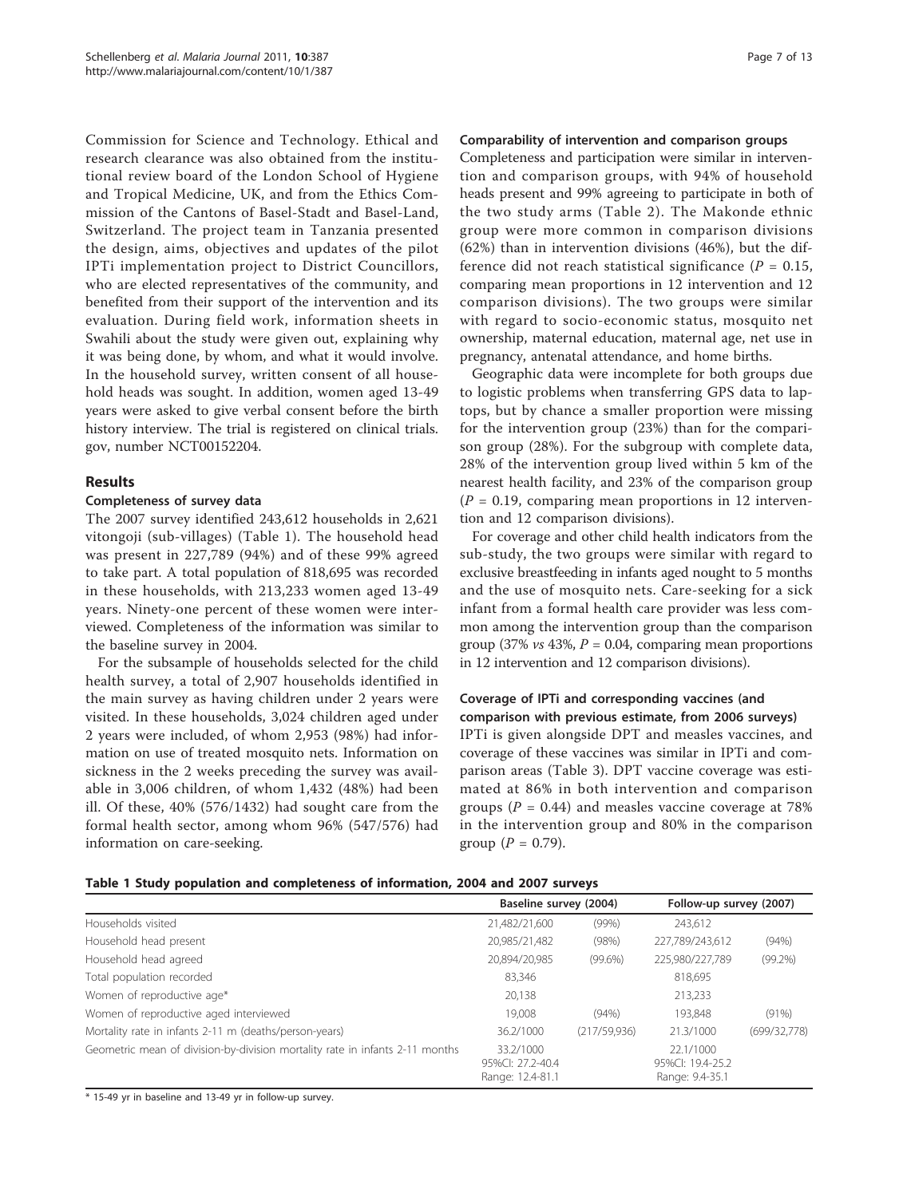Commission for Science and Technology. Ethical and research clearance was also obtained from the institutional review board of the London School of Hygiene and Tropical Medicine, UK, and from the Ethics Commission of the Cantons of Basel-Stadt and Basel-Land, Switzerland. The project team in Tanzania presented the design, aims, objectives and updates of the pilot IPTi implementation project to District Councillors, who are elected representatives of the community, and benefited from their support of the intervention and its evaluation. During field work, information sheets in Swahili about the study were given out, explaining why it was being done, by whom, and what it would involve. In the household survey, written consent of all household heads was sought. In addition, women aged 13-49 years were asked to give verbal consent before the birth history interview. The trial is registered on clinical trials.gov, number NCT00152204.

## Results

### Completeness of survey data

The 2007 survey identified 243,612 households in 2,621 vitongoji (sub-villages) (Table 1). The household head was present in 227,789 (94%) and of these 99% agreed to take part. A total population of 818,695 was recorded in these households, with 213,233 women aged 13-49 years. Ninety-one percent of these women were interviewed. Completeness of the information was similar to the baseline survey in 2004.

For the subsample of households selected for the child health survey, a total of 2,907 households identified in the main survey as having children under 2 years were visited. In these households, 3,024 children aged under 2 years were included, of whom 2,953 (98%) had information on use of treated mosquito nets. Information on sickness in the 2 weeks preceding the survey was available in 3,006 children, of whom 1,432 (48%) had been ill. Of these, 40% (576/1432) had sought care from the formal health sector, among whom 96% (547/576) had information on care-seeking.

### Comparability of intervention and comparison groups

Completeness and participation were similar in intervention and comparison groups, with 94% of household heads present and 99% agreeing to participate in both of the two study arms (Table 2). The Makonde ethnic group were more common in comparison divisions (62%) than in intervention divisions (46%), but the difference did not reach statistical significance ($P = 0.15$, comparing mean proportions in 12 intervention and 12 comparison divisions). The two groups were similar with regard to socio-economic status, mosquito net ownership, maternal education, maternal age, net use in pregnancy, antenatal attendance, and home births.

Geographic data were incomplete for both groups due to logistic problems when transferring GPS data to laptops, but by chance a smaller proportion were missing for the intervention group (23%) than for the comparison group (28%). For the subgroup with complete data, 28% of the intervention group lived within 5 km of the nearest health facility, and 23% of the comparison group ($P = 0.19$, comparing mean proportions in 12 intervention and 12 comparison divisions).

For coverage and other child health indicators from the sub-study, the two groups were similar with regard to exclusive breastfeeding in infants aged nought to 5 months and the use of mosquito nets. Care-seeking for a sick infant from a formal health care provider was less common among the intervention group than the comparison group (37% *vs* 43%, $P = 0.04$, comparing mean proportions in 12 intervention and 12 comparison divisions).

### Coverage of IPTi and corresponding vaccines (and comparison with previous estimate, from 2006 surveys)

IPTi is given alongside DPT and measles vaccines, and coverage of these vaccines was similar in IPTi and comparison areas (Table 3). DPT vaccine coverage was estimated at 86% in both intervention and comparison groups ($P = 0.44$) and measles vaccine coverage at 78% in the intervention group and 80% in the comparison group ($P = 0.79$).

**Table 1 Study population and completeness of information, 2004 and 2007 surveys**

| | Baseline survey (2004) | | Follow-up survey (2007) | |
|---|---|---|---|---|
| Households visited | 21,482/21,600 | (99%) | 243,612 | |
| Household head present | 20,985/21,482 | (98%) | 227,789/243,612 | (94%) |
| Household head agreed | 20,894/20,985 | (99.6%) | 225,980/227,789 | (99.2%) |
| Total population recorded | 83,346 | | 818,695 | |
| Women of reproductive age* | 20,138 | | 213,233 | |
| Women of reproductive aged interviewed | 19,008 | (94%) | 193,848 | (91%) |
| Mortality rate in infants 2-11 m (deaths/person-years) | 36.2/1000 | (217/59,936) | 21.3/1000 | (699/32,778) |
| Geometric mean of division-by-division mortality rate in infants 2-11 months | 33.2/1000 95%CI: 27.2-40.4 Range: 12.4-81.1 | | 22.1/1000 95%CI: 19.4-25.2 Range: 9.4-35.1 | |

\* 15-49 yr in baseline and 13-49 yr in follow-up survey.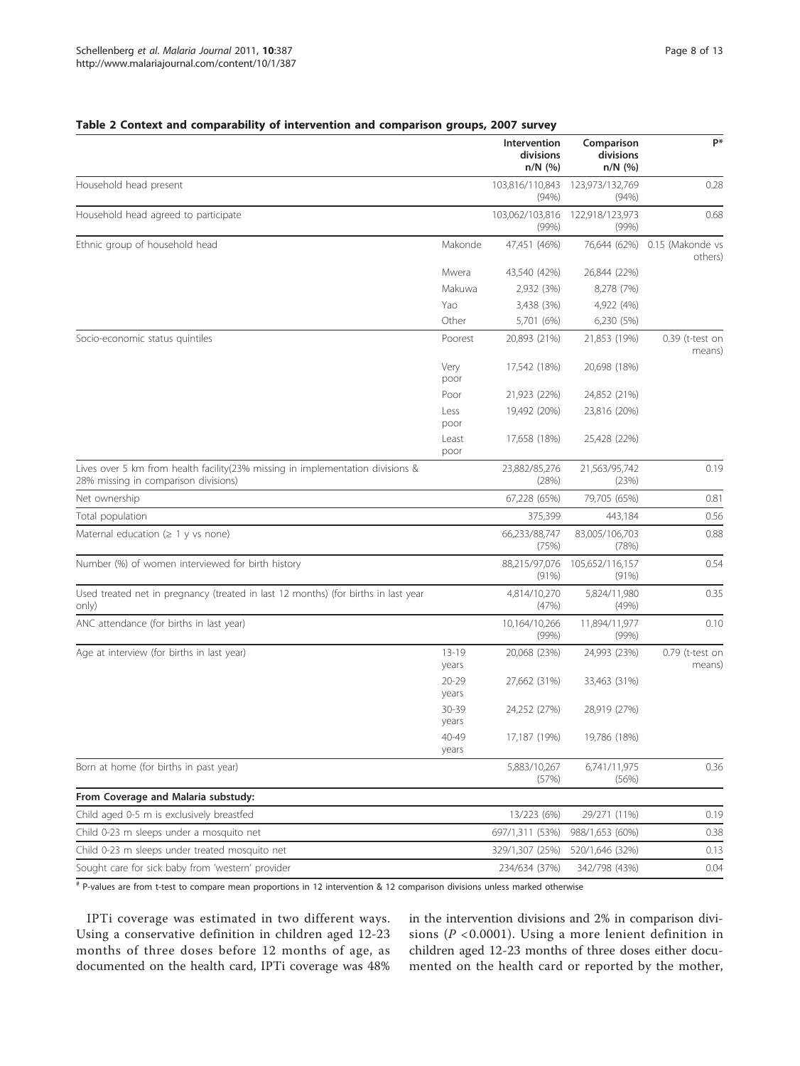**Table 2 Context and comparability of intervention and comparison groups, 2007 survey**

| | | Intervention divisions n/N (%) | Comparison divisions n/N (%) | P* |
|---|---|---|---|---|
| Household head present | | 103,816/110,843 (94%) | 123,973/132,769 (94%) | 0.28 |
| Household head agreed to participate | | 103,062/103,816 (99%) | 122,918/123,973 (99%) | 0.68 |
| Ethnic group of household head | Makonde | 47,451 (46%) | 76,644 (62%) | 0.15 (Makonde vs others) |
| | Mwera | 43,540 (42%) | 26,844 (22%) | |
| | Makuwa | 2,932 (3%) | 8,278 (7%) | |
| | Yao | 3,438 (3%) | 4,922 (4%) | |
| | Other | 5,701 (6%) | 6,230 (5%) | |
| Socio-economic status quintiles | Poorest | 20,893 (21%) | 21,853 (19%) | 0.39 (t-test on means) |
| | Very poor | 17,542 (18%) | 20,698 (18%) | |
| | Poor | 21,923 (22%) | 24,852 (21%) | |
| | Less poor | 19,492 (20%) | 23,816 (20%) | |
| | Least poor | 17,658 (18%) | 25,428 (22%) | |
| Lives over 5 km from health facility(23% missing in implementation divisions & 28% missing in comparison divisions) | | 23,882/85,276 (28%) | 21,563/95,742 (23%) | 0.19 |
| Net ownership | | 67,228 (65%) | 79,705 (65%) | 0.81 |
| Total population | | 375,399 | 443,184 | 0.56 |
| Maternal education (≥ 1 y vs none) | | 66,233/88,747 (75%) | 83,005/106,703 (78%) | 0.88 |
| Number (%) of women interviewed for birth history | | 88,215/97,076 (91%) | 105,652/116,157 (91%) | 0.54 |
| Used treated net in pregnancy (treated in last 12 months) (for births in last year only) | | 4,814/10,270 (47%) | 5,824/11,980 (49%) | 0.35 |
| ANC attendance (for births in last year) | | 10,164/10,266 (99%) | 11,894/11,977 (99%) | 0.10 |
| Age at interview (for births in last year) | 13-19 years | 20,068 (23%) | 24,993 (23%) | 0.79 (t-test on means) |
| | 20-29 years | 27,662 (31%) | 33,463 (31%) | |
| | 30-39 years | 24,252 (27%) | 28,919 (27%) | |
| | 40-49 years | 17,187 (19%) | 19,786 (18%) | |
| Born at home (for births in past year) | | 5,883/10,267 (57%) | 6,741/11,975 (56%) | 0.36 |
| **From Coverage and Malaria substudy:** | | | | |
| Child aged 0-5 m is exclusively breastfed | | 13/223 (6%) | 29/271 (11%) | 0.19 |
| Child 0-23 m sleeps under a mosquito net | | 697/1,311 (53%) | 988/1,653 (60%) | 0.38 |
| Child 0-23 m sleeps under treated mosquito net | | 329/1,307 (25%) | 520/1,646 (32%) | 0.13 |
| Sought care for sick baby from 'western' provider | | 234/634 (37%) | 342/798 (43%) | 0.04 |

[#] P-values are from t-test to compare mean proportions in 12 intervention & 12 comparison divisions unless marked otherwise

IPTi coverage was estimated in two different ways. Using a conservative definition in children aged 12-23 months of three doses before 12 months of age, as documented on the health card, IPTi coverage was 48% in the intervention divisions and 2% in comparison divisions ($P < 0.0001$). Using a more lenient definition in children aged 12-23 months of three doses either documented on the health card or reported by the mother,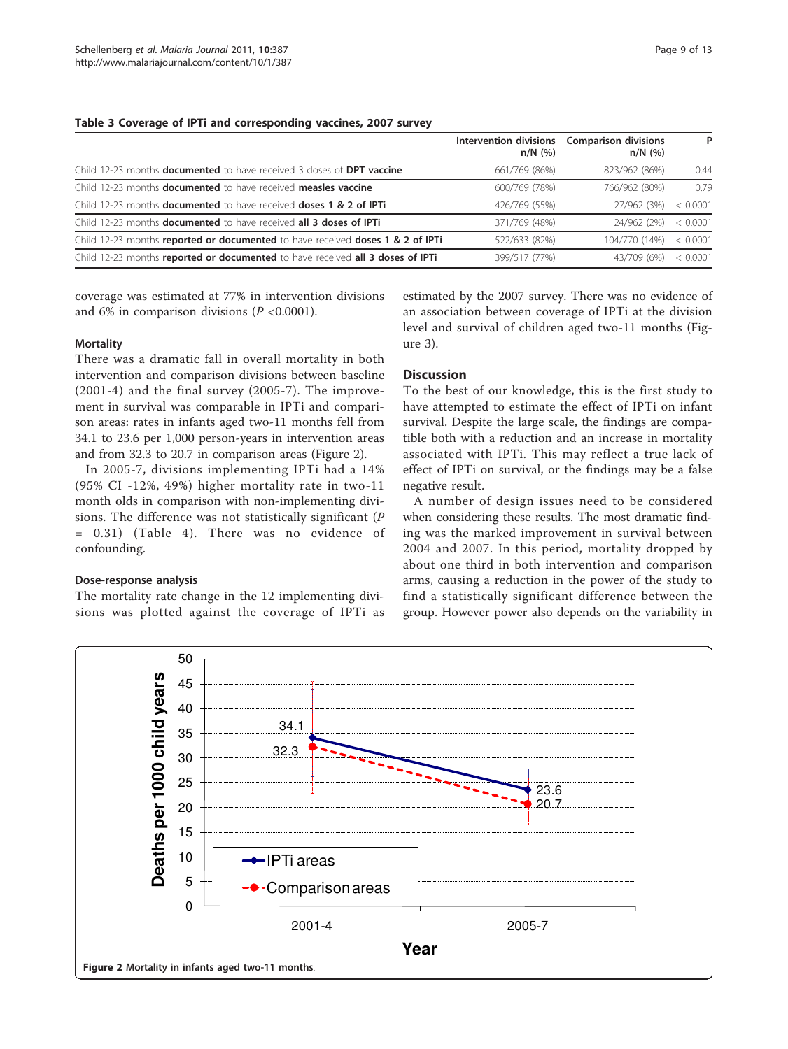**Table 3 Coverage of IPTi and corresponding vaccines, 2007 survey**

| | Intervention divisions n/N (%) | Comparison divisions n/N (%) | P |
|---|---|---|---|
| Child 12-23 months **documented** to have received 3 doses of **DPT vaccine** | 661/769 (86%) | 823/962 (86%) | 0.44 |
| Child 12-23 months **documented** to have received **measles vaccine** | 600/769 (78%) | 766/962 (80%) | 0.79 |
| Child 12-23 months **documented** to have received **doses 1 & 2 of IPTi** | 426/769 (55%) | 27/962 (3%) | < 0.0001 |
| Child 12-23 months **documented** to have received **all 3 doses of IPTi** | 371/769 (48%) | 24/962 (2%) | < 0.0001 |
| Child 12-23 months **reported or documented** to have received **doses 1 & 2 of IPTi** | 522/633 (82%) | 104/770 (14%) | < 0.0001 |
| Child 12-23 months **reported or documented** to have received **all 3 doses of IPTi** | 399/517 (77%) | 43/709 (6%) | < 0.0001 |

coverage was estimated at 77% in intervention divisions and 6% in comparison divisions (*P* <0.0001).

### Mortality

There was a dramatic fall in overall mortality in both intervention and comparison divisions between baseline (2001-4) and the final survey (2005-7). The improvement in survival was comparable in IPTi and comparison areas: rates in infants aged two-11 months fell from 34.1 to 23.6 per 1,000 person-years in intervention areas and from 32.3 to 20.7 in comparison areas (Figure 2).

In 2005-7, divisions implementing IPTi had a 14% (95% CI -12%, 49%) higher mortality rate in two-11 month olds in comparison with non-implementing divisions. The difference was not statistically significant (*P* = 0.31) (Table 4). There was no evidence of confounding.

### Dose-response analysis

The mortality rate change in the 12 implementing divisions was plotted against the coverage of IPTi as estimated by the 2007 survey. There was no evidence of an association between coverage of IPTi at the division level and survival of children aged two-11 months (Figure 3).

## Discussion

To the best of our knowledge, this is the first study to have attempted to estimate the effect of IPTi on infant survival. Despite the large scale, the findings are compatible both with a reduction and an increase in mortality associated with IPTi. This may reflect a true lack of effect of IPTi on survival, or the findings may be a false negative result.

A number of design issues need to be considered when considering these results. The most dramatic finding was the marked improvement in survival between 2004 and 2007. In this period, mortality dropped by about one third in both intervention and comparison arms, causing a reduction in the power of the study to find a statistically significant difference between the group. However power also depends on the variability in

Deaths per 1000 child years
50
45
40
35
30
25
20
15
10
5
0
34.1
32.3
23.6
20.7
IPTi areas
Comparison areas
2001-4
2005-7
Year

**Figure 2** Mortality in infants aged two-11 months.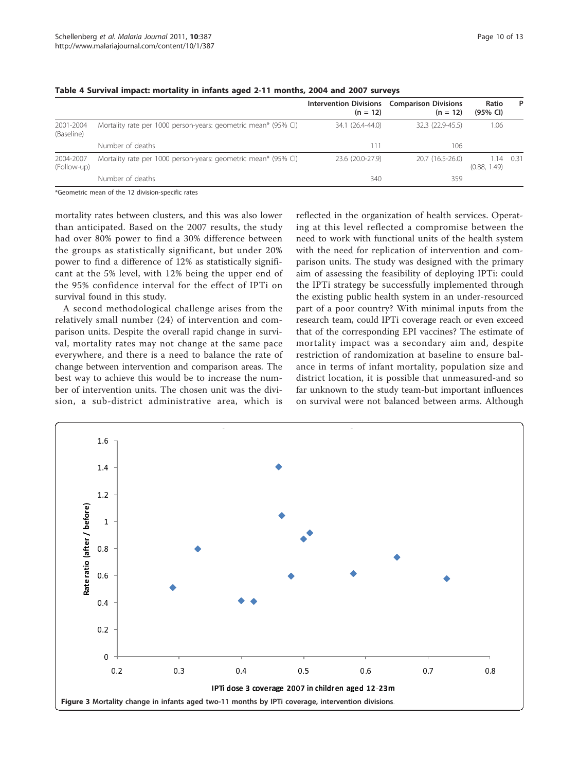**Table 4 Survival impact: mortality in infants aged 2-11 months, 2004 and 2007 surveys**

| | | Intervention Divisions (n = 12) | Comparison Divisions (n = 12) | Ratio (95% CI) | P |
|---|---|---|---|---|---|
| 2001-2004 (Baseline) | Mortality rate per 1000 person-years: geometric mean* (95% CI) | 34.1 (26.4-44.0) | 32.3 (22.9-45.5) | 1.06 | |
| | Number of deaths | 111 | 106 | | |
| 2004-2007 (Follow-up) | Mortality rate per 1000 person-years: geometric mean* (95% CI) | 23.6 (20.0-27.9) | 20.7 (16.5-26.0) | 1.14 (0.88, 1.49) | 0.31 |
| | Number of deaths | 340 | 359 | | |

*Geometric mean of the 12 division-specific rates

mortality rates between clusters, and this was also lower than anticipated. Based on the 2007 results, the study had over 80% power to find a 30% difference between the groups as statistically significant, but under 20% power to find a difference of 12% as statistically significant at the 5% level, with 12% being the upper end of the 95% confidence interval for the effect of IPTi on survival found in this study.

A second methodological challenge arises from the relatively small number (24) of intervention and comparison units. Despite the overall rapid change in survival, mortality rates may not change at the same pace everywhere, and there is a need to balance the rate of change between intervention and comparison areas. The best way to achieve this would be to increase the number of intervention units. The chosen unit was the division, a sub-district administrative area, which is reflected in the organization of health services. Operating at this level reflected a compromise between the need to work with functional units of the health system with the need for replication of intervention and comparison units. The study was designed with the primary aim of assessing the feasibility of deploying IPTi: could the IPTi strategy be successfully implemented through the existing public health system in an under-resourced part of a poor country? With minimal inputs from the research team, could IPTi coverage reach or even exceed that of the corresponding EPI vaccines? The estimate of mortality impact was a secondary aim and, despite restriction of randomization at baseline to ensure balance in terms of infant mortality, population size and district location, it is possible that unmeasured-and so far unknown to the study team-but important influences on survival were not balanced between arms. Although

Rate ratio (after / before)
1.6
1.4
1.2
1
0.8
0.6
0.4
0.2
0
0.2
0.3
0.4
0.5
0.6
0.7
0.8
IPTi dose 3 coverage 2007 in children aged 12-23m

**Figure 3** Mortality change in infants aged two-11 months by IPTi coverage, intervention divisions.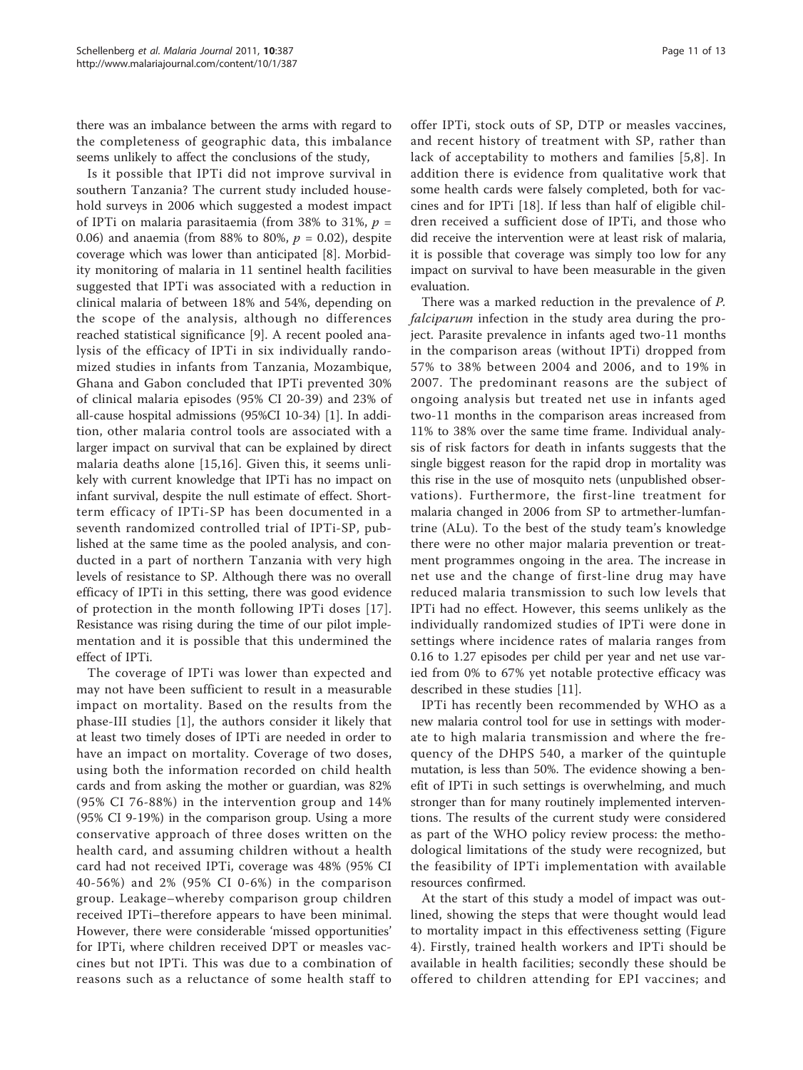there was an imbalance between the arms with regard to the completeness of geographic data, this imbalance seems unlikely to affect the conclusions of the study,

Is it possible that IPTi did not improve survival in southern Tanzania? The current study included household surveys in 2006 which suggested a modest impact of IPTi on malaria parasitaemia (from 38% to 31%, $p$ = 0.06) and anaemia (from 88% to 80%, $p$ = 0.02), despite coverage which was lower than anticipated [8]. Morbidity monitoring of malaria in 11 sentinel health facilities suggested that IPTi was associated with a reduction in clinical malaria of between 18% and 54%, depending on the scope of the analysis, although no differences reached statistical significance [9]. A recent pooled analysis of the efficacy of IPTi in six individually randomized studies in infants from Tanzania, Mozambique, Ghana and Gabon concluded that IPTi prevented 30% of clinical malaria episodes (95% CI 20-39) and 23% of all-cause hospital admissions (95%CI 10-34) [1]. In addition, other malaria control tools are associated with a larger impact on survival that can be explained by direct malaria deaths alone [15,16]. Given this, it seems unlikely with current knowledge that IPTi has no impact on infant survival, despite the null estimate of effect. Short-term efficacy of IPTi-SP has been documented in a seventh randomized controlled trial of IPTi-SP, published at the same time as the pooled analysis, and conducted in a part of northern Tanzania with very high levels of resistance to SP. Although there was no overall efficacy of IPTi in this setting, there was good evidence of protection in the month following IPTi doses [17]. Resistance was rising during the time of our pilot implementation and it is possible that this undermined the effect of IPTi.

The coverage of IPTi was lower than expected and may not have been sufficient to result in a measurable impact on mortality. Based on the results from the phase-III studies [1], the authors consider it likely that at least two timely doses of IPTi are needed in order to have an impact on mortality. Coverage of two doses, using both the information recorded on child health cards and from asking the mother or guardian, was 82% (95% CI 76-88%) in the intervention group and 14% (95% CI 9-19%) in the comparison group. Using a more conservative approach of three doses written on the health card, and assuming children without a health card had not received IPTi, coverage was 48% (95% CI 40-56%) and 2% (95% CI 0-6%) in the comparison group. Leakage–whereby comparison group children received IPTi–therefore appears to have been minimal. However, there were considerable 'missed opportunities' for IPTi, where children received DPT or measles vaccines but not IPTi. This was due to a combination of reasons such as a reluctance of some health staff to offer IPTi, stock outs of SP, DTP or measles vaccines, and recent history of treatment with SP, rather than lack of acceptability to mothers and families [5,8]. In addition there is evidence from qualitative work that some health cards were falsely completed, both for vaccines and for IPTi [18]. If less than half of eligible children received a sufficient dose of IPTi, and those who did receive the intervention were at least risk of malaria, it is possible that coverage was simply too low for any impact on survival to have been measurable in the given evaluation.

There was a marked reduction in the prevalence of *P. falciparum* infection in the study area during the project. Parasite prevalence in infants aged two-11 months in the comparison areas (without IPTi) dropped from 57% to 38% between 2004 and 2006, and to 19% in 2007. The predominant reasons are the subject of ongoing analysis but treated net use in infants aged two-11 months in the comparison areas increased from 11% to 38% over the same time frame. Individual analysis of risk factors for death in infants suggests that the single biggest reason for the rapid drop in mortality was this rise in the use of mosquito nets (unpublished observations). Furthermore, the first-line treatment for malaria changed in 2006 from SP to artmether-lumfantrine (ALu). To the best of the study team's knowledge there were no other major malaria prevention or treatment programmes ongoing in the area. The increase in net use and the change of first-line drug may have reduced malaria transmission to such low levels that IPTi had no effect. However, this seems unlikely as the individually randomized studies of IPTi were done in settings where incidence rates of malaria ranges from 0.16 to 1.27 episodes per child per year and net use varied from 0% to 67% yet notable protective efficacy was described in these studies [11].

IPTi has recently been recommended by WHO as a new malaria control tool for use in settings with moderate to high malaria transmission and where the frequency of the DHPS 540, a marker of the quintuple mutation, is less than 50%. The evidence showing a benefit of IPTi in such settings is overwhelming, and much stronger than for many routinely implemented interventions. The results of the current study were considered as part of the WHO policy review process: the methodological limitations of the study were recognized, but the feasibility of IPTi implementation with available resources confirmed.

At the start of this study a model of impact was outlined, showing the steps that were thought would lead to mortality impact in this effectiveness setting (Figure 4). Firstly, trained health workers and IPTi should be available in health facilities; secondly these should be offered to children attending for EPI vaccines; and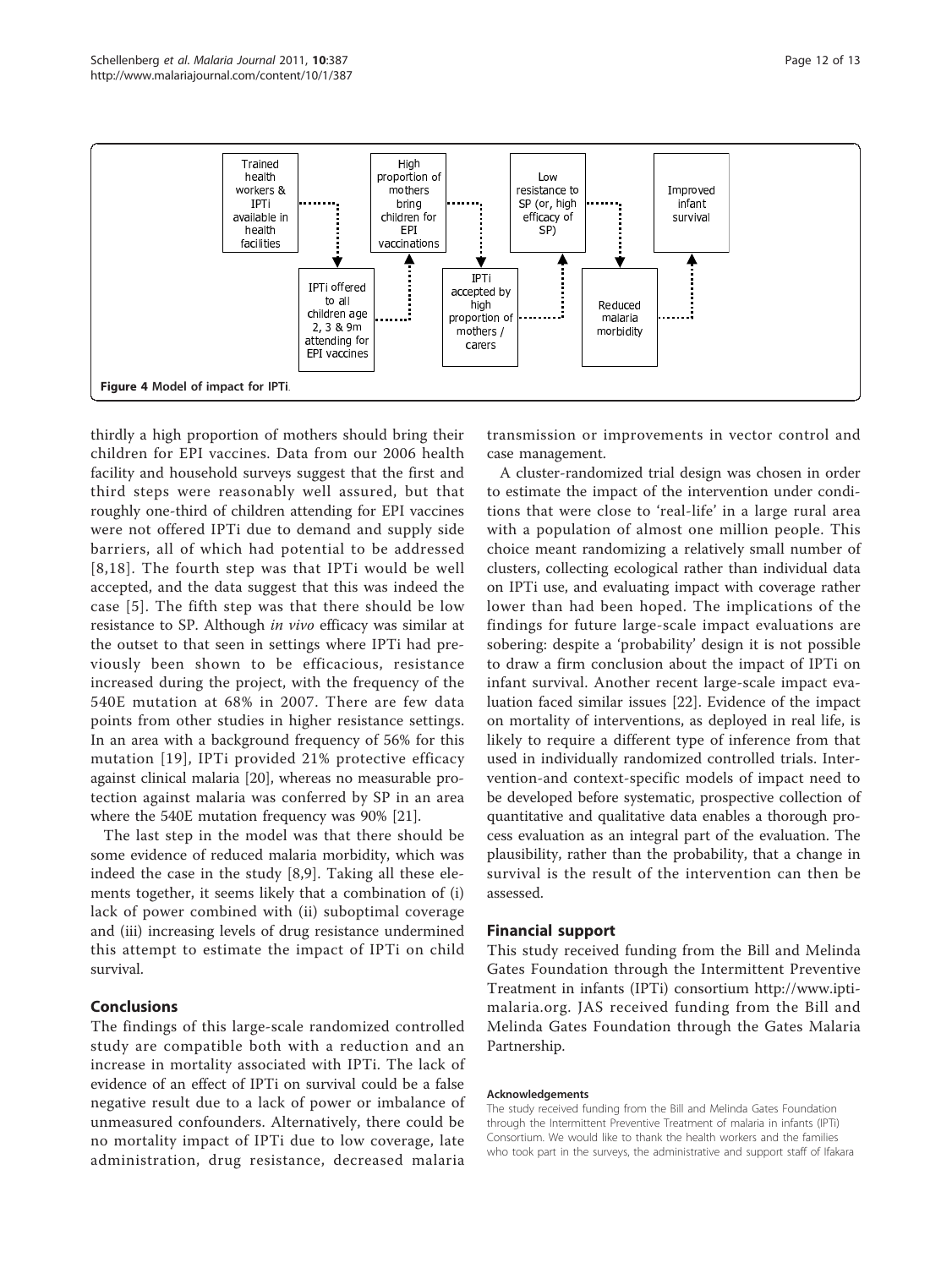Trained health workers & IPTi available in health facilities

High proportion of mothers bring children for EPI vaccinations

Low resistance to SP (or, high efficacy of SP)

Improved infant survival

IPTi offered to all children age 2, 3 & 9m attending for EPI vaccines

IPTi accepted by high proportion of mothers / carers

Reduced malaria morbidity

**Figure 4 Model of impact for IPTi**.

thirdly a high proportion of mothers should bring their children for EPI vaccines. Data from our 2006 health facility and household surveys suggest that the first and third steps were reasonably well assured, but that roughly one-third of children attending for EPI vaccines were not offered IPTi due to demand and supply side barriers, all of which had potential to be addressed [8,18]. The fourth step was that IPTi would be well accepted, and the data suggest that this was indeed the case [5]. The fifth step was that there should be low resistance to SP. Although *in vivo* efficacy was similar at the outset to that seen in settings where IPTi had previously been shown to be efficacious, resistance increased during the project, with the frequency of the 540E mutation at 68% in 2007. There are few data points from other studies in higher resistance settings. In an area with a background frequency of 56% for this mutation [19], IPTi provided 21% protective efficacy against clinical malaria [20], whereas no measurable protection against malaria was conferred by SP in an area where the 540E mutation frequency was 90% [21].

The last step in the model was that there should be some evidence of reduced malaria morbidity, which was indeed the case in the study [8,9]. Taking all these elements together, it seems likely that a combination of (i) lack of power combined with (ii) suboptimal coverage and (iii) increasing levels of drug resistance undermined this attempt to estimate the impact of IPTi on child survival.

## Conclusions

The findings of this large-scale randomized controlled study are compatible both with a reduction and an increase in mortality associated with IPTi. The lack of evidence of an effect of IPTi on survival could be a false negative result due to a lack of power or imbalance of unmeasured confounders. Alternatively, there could be no mortality impact of IPTi due to low coverage, late administration, drug resistance, decreased malaria transmission or improvements in vector control and case management.

A cluster-randomized trial design was chosen in order to estimate the impact of the intervention under conditions that were close to 'real-life' in a large rural area with a population of almost one million people. This choice meant randomizing a relatively small number of clusters, collecting ecological rather than individual data on IPTi use, and evaluating impact with coverage rather lower than had been hoped. The implications of the findings for future large-scale impact evaluations are sobering: despite a 'probability' design it is not possible to draw a firm conclusion about the impact of IPTi on infant survival. Another recent large-scale impact evaluation faced similar issues [22]. Evidence of the impact on mortality of interventions, as deployed in real life, is likely to require a different type of inference from that used in individually randomized controlled trials. Intervention-and context-specific models of impact need to be developed before systematic, prospective collection of quantitative and qualitative data enables a thorough process evaluation as an integral part of the evaluation. The plausibility, rather than the probability, that a change in survival is the result of the intervention can then be assessed.

## Financial support

This study received funding from the Bill and Melinda Gates Foundation through the Intermittent Preventive Treatment in infants (IPTi) consortium http://www.iptimalaria.org. JAS received funding from the Bill and Melinda Gates Foundation through the Gates Malaria Partnership.

#### Acknowledgements

The study received funding from the Bill and Melinda Gates Foundation through the Intermittent Preventive Treatment of malaria in infants (IPTi) Consortium. We would like to thank the health workers and the families who took part in the surveys, the administrative and support staff of Ifakara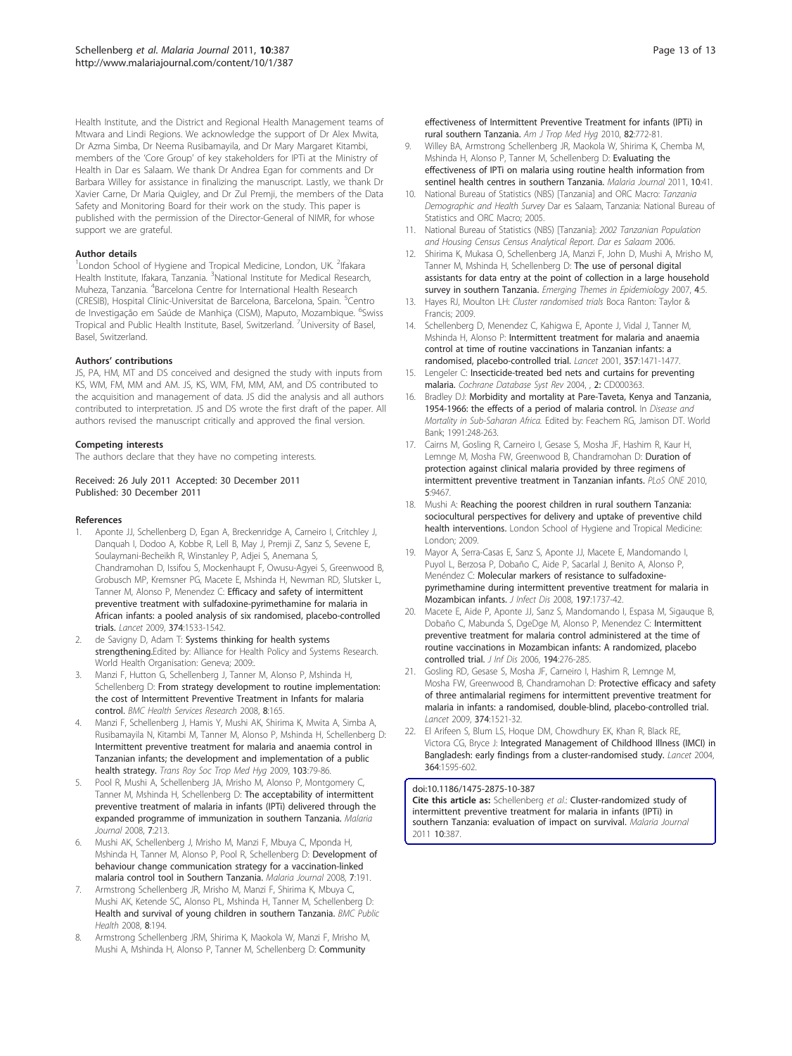Health Institute, and the District and Regional Health Management teams of Mtwara and Lindi Regions. We acknowledge the support of Dr Alex Mwita, Dr Azma Simba, Dr Neema Rusibamayila, and Dr Mary Margaret Kitambi, members of the 'Core Group' of key stakeholders for IPTi at the Ministry of Health in Dar es Salaam. We thank Dr Andrea Egan for comments and Dr Barbara Willey for assistance in finalizing the manuscript. Lastly, we thank Dr Xavier Carne, Dr Maria Quigley, and Dr Zul Premji, the members of the Data Safety and Monitoring Board for their work on the study. This paper is published with the permission of the Director-General of NIMR, for whose support we are grateful.

#### Author details

[1]London School of Hygiene and Tropical Medicine, London, UK. [2]Ifakara Health Institute, Ifakara, Tanzania. [3]National Institute for Medical Research, Muheza, Tanzania. [4]Barcelona Centre for International Health Research (CRESIB), Hospital Clínic-Universitat de Barcelona, Barcelona, Spain. [5]Centro de Investigação em Saúde de Manhiça (CISM), Maputo, Mozambique. [6]Swiss Tropical and Public Health Institute, Basel, Switzerland. [7]University of Basel, Basel, Switzerland.

#### Authors' contributions

JS, PA, HM, MT and DS conceived and designed the study with inputs from KS, WM, FM, MM and AM. JS, KS, WM, FM, MM, AM, and DS contributed to the acquisition and management of data. JS did the analysis and all authors contributed to interpretation. JS and DS wrote the first draft of the paper. All authors revised the manuscript critically and approved the final version.

#### Competing interests

The authors declare that they have no competing interests.

Received: 26 July 2011 Accepted: 30 December 2011
Published: 30 December 2011

#### References

1. Aponte JJ, Schellenberg D, Egan A, Breckenridge A, Carneiro I, Critchley J, Danquah I, Dodoo A, Kobbe R, Lell B, May J, Premji Z, Sanz S, Sevene E, Soulaymani-Becheikh R, Winstanley P, Adjei S, Anemana S, Chandramohan D, Issifou S, Mockenhaupt F, Owusu-Agyei S, Greenwood B, Grobusch MP, Kremsner PG, Macete E, Mshinda H, Newman RD, Slutsker L, Tanner M, Alonso P, Menendez C: **Efficacy and safety of intermittent preventive treatment with sulfadoxine-pyrimethamine for malaria in African infants: a pooled analysis of six randomised, placebo-controlled trials.** *Lancet* 2009, **374**:1533-1542.
2. de Savigny D, Adam T: **Systems thinking for health systems strengthening.**Edited by: Alliance for Health Policy and Systems Research. World Health Organisation: Geneva; 2009:.
3. Manzi F, Hutton G, Schellenberg J, Tanner M, Alonso P, Mshinda H, Schellenberg D: **From strategy development to routine implementation: the cost of Intermittent Preventive Treatment in Infants for malaria control.** *BMC Health Services Research* 2008, **8**:165.
4. Manzi F, Schellenberg J, Hamis Y, Mushi AK, Shirima K, Mwita A, Simba A, Rusibamayila N, Kitambi M, Tanner M, Alonso P, Mshinda H, Schellenberg D: **Intermittent preventive treatment for malaria and anaemia control in Tanzanian infants; the development and implementation of a public health strategy.** *Trans Roy Soc Trop Med Hyg* 2009, **103**:79-86.
5. Pool R, Mushi A, Schellenberg JA, Mrisho M, Alonso P, Montgomery C, Tanner M, Mshinda H, Schellenberg D: **The acceptability of intermittent preventive treatment of malaria in infants (IPTi) delivered through the expanded programme of immunization in southern Tanzania.** *Malaria Journal* 2008, **7**:213.
6. Mushi AK, Schellenberg J, Mrisho M, Manzi F, Mbuya C, Mponda H, Mshinda H, Tanner M, Alonso P, Pool R, Schellenberg D: **Development of behaviour change communication strategy for a vaccination-linked malaria control tool in Southern Tanzania.** *Malaria Journal* 2008, **7**:191.
7. Armstrong Schellenberg JR, Mrisho M, Manzi F, Shirima K, Mbuya C, Mushi AK, Ketende SC, Alonso PL, Mshinda H, Tanner M, Schellenberg D: **Health and survival of young children in southern Tanzania.** *BMC Public Health* 2008, **8**:194.
8. Armstrong Schellenberg JRM, Shirima K, Maokola W, Manzi F, Mrisho M, Mushi A, Mshinda H, Alonso P, Tanner M, Schellenberg D: **Community effectiveness of Intermittent Preventive Treatment for infants (IPTi) in rural southern Tanzania.** *Am J Trop Med Hyg* 2010, **82**:772-81.
9. Willey BA, Armstrong Schellenberg JR, Maokola W, Shirima K, Chemba M, Mshinda H, Alonso P, Tanner M, Schellenberg D: **Evaluating the effectiveness of IPTi on malaria using routine health information from sentinel health centres in southern Tanzania.** *Malaria Journal* 2011, **10**:41.
10. National Bureau of Statistics (NBS) [Tanzania] and ORC Macro: *Tanzania Demographic and Health Survey* Dar es Salaam, Tanzania: National Bureau of Statistics and ORC Macro; 2005.
11. National Bureau of Statistics (NBS) [Tanzania]: *2002 Tanzanian Population and Housing Census Census Analytical Report. Dar es Salaam* 2006.
12. Shirima K, Mukasa O, Schellenberg JA, Manzi F, John D, Mushi A, Mrisho M, Tanner M, Mshinda H, Schellenberg D: **The use of personal digital assistants for data entry at the point of collection in a large household survey in southern Tanzania.** *Emerging Themes in Epidemiology* 2007, **4**:5.
13. Hayes RJ, Moulton LH: *Cluster randomised trials* Boca Ranton: Taylor & Francis; 2009.
14. Schellenberg D, Menendez C, Kahigwa E, Aponte J, Vidal J, Tanner M, Mshinda H, Alonso P: **Intermittent treatment for malaria and anaemia control at time of routine vaccinations in Tanzanian infants: a randomised, placebo-controlled trial.** *Lancet* 2001, **357**:1471-1477.
15. Lengeler C: **Insecticide-treated bed nets and curtains for preventing malaria.** *Cochrane Database Syst Rev* 2004, , **2**: CD000363.
16. Bradley DJ: **Morbidity and mortality at Pare-Taveta, Kenya and Tanzania, 1954-1966: the effects of a period of malaria control.** In *Disease and Mortality in Sub-Saharan Africa.* Edited by: Feachem RG, Jamison DT. World Bank; 1991:248-263.
17. Cairns M, Gosling R, Carneiro I, Gesase S, Mosha JF, Hashim R, Kaur H, Lemnge M, Mosha FW, Greenwood B, Chandramohan D: **Duration of protection against clinical malaria provided by three regimens of intermittent preventive treatment in Tanzanian infants.** *PLoS ONE* 2010, **5**:9467.
18. Mushi A: **Reaching the poorest children in rural southern Tanzania: sociocultural perspectives for delivery and uptake of preventive child health interventions.** London School of Hygiene and Tropical Medicine: London; 2009.
19. Mayor A, Serra-Casas E, Sanz S, Aponte JJ, Macete E, Mandomando I, Puyol L, Berzosa P, Dobaño C, Aide P, Sacarlal J, Benito A, Alonso P, Menéndez C: **Molecular markers of resistance to sulfadoxine-pyrimethamine during intermittent preventive treatment for malaria in Mozambican infants.** *J Infect Dis* 2008, **197**:1737-42.
20. Macete E, Aide P, Aponte JJ, Sanz S, Mandomando I, Espasa M, Sigauque B, Dobaño C, Mabunda S, DgeDge M, Alonso P, Menendez C: **Intermittent preventive treatment for malaria control administered at the time of routine vaccinations in Mozambican infants: A randomized, placebo controlled trial.** *J Inf Dis* 2006, **194**:276-285.
21. Gosling RD, Gesase S, Mosha JF, Carneiro I, Hashim R, Lemnge M, Mosha FW, Greenwood B, Chandramohan D: **Protective efficacy and safety of three antimalarial regimens for intermittent preventive treatment for malaria in infants: a randomised, double-blind, placebo-controlled trial.** *Lancet* 2009, **374**:1521-32.
22. El Arifeen S, Blum LS, Hoque DM, Chowdhury EK, Khan R, Black RE, Victora CG, Bryce J: **Integrated Management of Childhood Illness (IMCI) in Bangladesh: early findings from a cluster-randomised study.** *Lancet* 2004, **364**:1595-602.

doi:10.1186/1475-2875-10-387
**Cite this article as:** Schellenberg *et al.*: Cluster-randomized study of intermittent preventive treatment for malaria in infants (IPTi) in southern Tanzania: evaluation of impact on survival. *Malaria Journal* 2011 **10**:387.